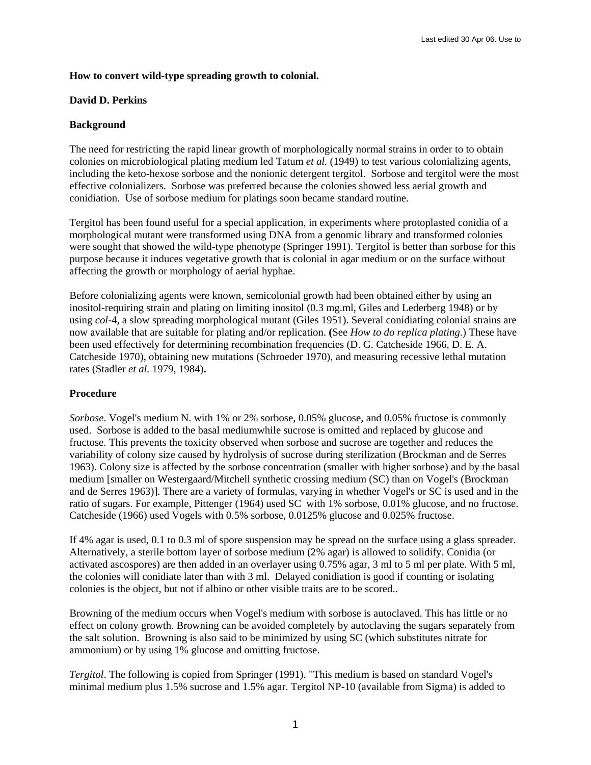**How to convert wild-type spreading growth to colonial.**

**David D. Perkins**

**Background**

The need for restricting the rapid linear growth of morphologically normal strains in order to to obtain colonies on microbiological plating medium led Tatum *et al.* (1949) to test various colonializing agents, including the keto-hexose sorbose and the nonionic detergent tergitol. Sorbose and tergitol were the most effective colonializers. Sorbose was preferred because the colonies showed less aerial growth and conidiation. Use of sorbose medium for platings soon became standard routine.

Tergitol has been found useful for a special application, in experiments where protoplasted conidia of a morphological mutant were transformed using DNA from a genomic library and transformed colonies were sought that showed the wild-type phenotype (Springer 1991). Tergitol is better than sorbose for this purpose because it induces vegetative growth that is colonial in agar medium or on the surface without affecting the growth or morphology of aerial hyphae.

Before colonializing agents were known, semicolonial growth had been obtained either by using an inositol-requiring strain and plating on limiting inositol (0.3 mg.ml, Giles and Lederberg 1948) or by using *col*-4, a slow spreading morphological mutant (Giles 1951). Several conidiating colonial strains are now available that are suitable for plating and/or replication. **(**See *How to do replica plating*.) These have been used effectively for determining recombination frequencies (D. G. Catcheside 1966, D. E. A. Catcheside 1970), obtaining new mutations (Schroeder 1970), and measuring recessive lethal mutation rates (Stadler *et al.* 1979, 1984)**.**

**Procedure**

*Sorbose*. Vogel's medium N. with 1% or 2% sorbose, 0.05% glucose, and 0.05% fructose is commonly used. Sorbose is added to the basal mediumwhile sucrose is omitted and replaced by glucose and fructose. This prevents the toxicity observed when sorbose and sucrose are together and reduces the variability of colony size caused by hydrolysis of sucrose during sterilization (Brockman and de Serres 1963). Colony size is affected by the sorbose concentration (smaller with higher sorbose) and by the basal medium [smaller on Westergaard/Mitchell synthetic crossing medium (SC) than on Vogel's (Brockman and de Serres 1963)]. There are a variety of formulas, varying in whether Vogel's or SC is used and in the ratio of sugars. For example, Pittenger (1964) used SC with 1% sorbose, 0.01% glucose, and no fructose. Catcheside (1966) used Vogels with 0.5% sorbose, 0.0125% glucose and 0.025% fructose.

If 4% agar is used, 0.1 to 0.3 ml of spore suspension may be spread on the surface using a glass spreader. Alternatively, a sterile bottom layer of sorbose medium (2% agar) is allowed to solidify. Conidia (or activated ascospores) are then added in an overlayer using 0.75% agar, 3 ml to 5 ml per plate. With 5 ml, the colonies will conidiate later than with 3 ml. Delayed conidiation is good if counting or isolating colonies is the object, but not if albino or other visible traits are to be scored..

Browning of the medium occurs when Vogel's medium with sorbose is autoclaved. This has little or no effect on colony growth. Browning can be avoided completely by autoclaving the sugars separately from the salt solution. Browning is also said to be minimized by using SC (which substitutes nitrate for ammonium) or by using 1% glucose and omitting fructose.

*Tergitol*. The following is copied from Springer (1991). "This medium is based on standard Vogel's minimal medium plus 1.5% sucrose and 1.5% agar. Tergitol NP-10 (available from Sigma) is added to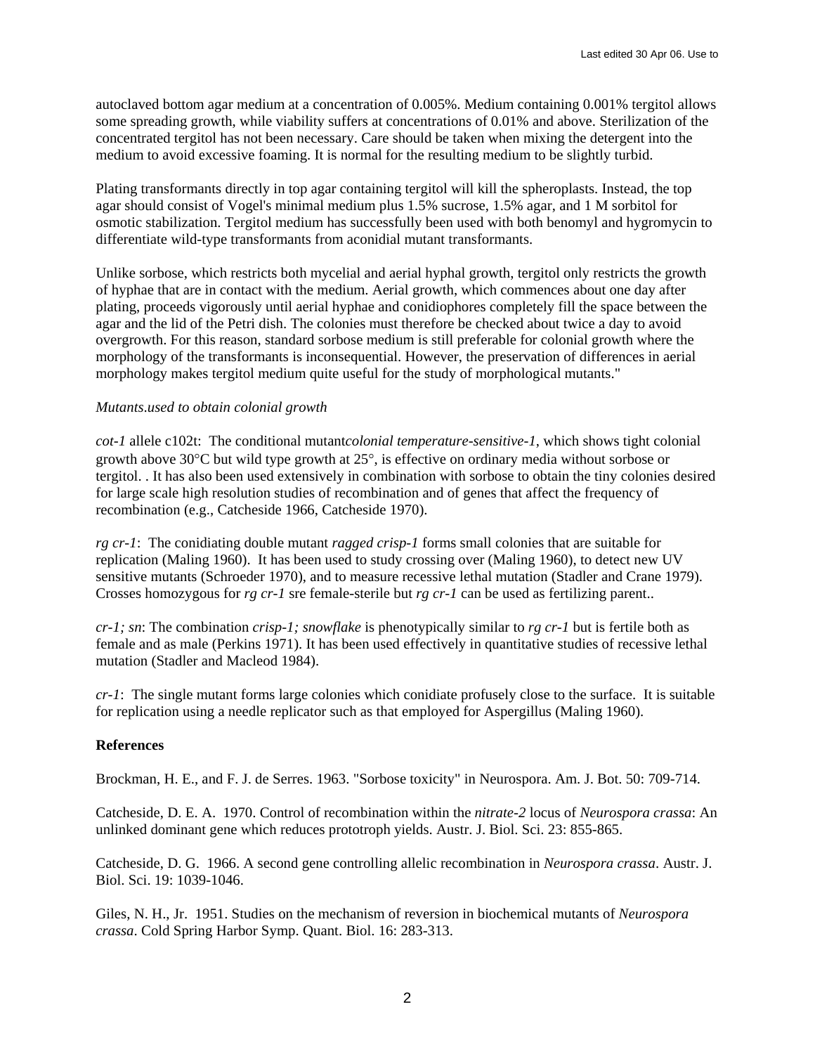autoclaved bottom agar medium at a concentration of 0.005%. Medium containing 0.001% tergitol allows some spreading growth, while viability suffers at concentrations of 0.01% and above. Sterilization of the concentrated tergitol has not been necessary. Care should be taken when mixing the detergent into the medium to avoid excessive foaming. It is normal for the resulting medium to be slightly turbid.

Plating transformants directly in top agar containing tergitol will kill the spheroplasts. Instead, the top agar should consist of Vogel's minimal medium plus 1.5% sucrose, 1.5% agar, and 1 M sorbitol for osmotic stabilization. Tergitol medium has successfully been used with both benomyl and hygromycin to differentiate wild-type transformants from aconidial mutant transformants.

Unlike sorbose, which restricts both mycelial and aerial hyphal growth, tergitol only restricts the growth of hyphae that are in contact with the medium. Aerial growth, which commences about one day after plating, proceeds vigorously until aerial hyphae and conidiophores completely fill the space between the agar and the lid of the Petri dish. The colonies must therefore be checked about twice a day to avoid overgrowth. For this reason, standard sorbose medium is still preferable for colonial growth where the morphology of the transformants is inconsequential. However, the preservation of differences in aerial morphology makes tergitol medium quite useful for the study of morphological mutants."

*Mutants.used to obtain colonial growth*

*cot-1* allele c102t: The conditional mutant*colonial temperature-sensitive-1*, which shows tight colonial growth above 30°C but wild type growth at 25°, is effective on ordinary media without sorbose or tergitol. . It has also been used extensively in combination with sorbose to obtain the tiny colonies desired for large scale high resolution studies of recombination and of genes that affect the frequency of recombination (e.g., Catcheside 1966, Catcheside 1970).

*rg cr-1*: The conidiating double mutant *ragged crisp-1* forms small colonies that are suitable for replication (Maling 1960). It has been used to study crossing over (Maling 1960), to detect new UV sensitive mutants (Schroeder 1970), and to measure recessive lethal mutation (Stadler and Crane 1979). Crosses homozygous for *rg cr-1* sre female-sterile but *rg cr-1* can be used as fertilizing parent..

*cr-1; sn*: The combination *crisp-1; snowflake* is phenotypically similar to *rg cr-1* but is fertile both as female and as male (Perkins 1971). It has been used effectively in quantitative studies of recessive lethal mutation (Stadler and Macleod 1984).

*cr-1*: The single mutant forms large colonies which conidiate profusely close to the surface. It is suitable for replication using a needle replicator such as that employed for Aspergillus (Maling 1960).

**References**

Brockman, H. E., and F. J. de Serres. 1963. "Sorbose toxicity" in Neurospora. Am. J. Bot. 50: 709-714.

Catcheside, D. E. A. 1970. Control of recombination within the *nitrate-2* locus of *Neurospora crassa*: An unlinked dominant gene which reduces prototroph yields. Austr. J. Biol. Sci. 23: 855-865.

Catcheside, D. G. 1966. A second gene controlling allelic recombination in *Neurospora crassa*. Austr. J. Biol. Sci. 19: 1039-1046.

Giles, N. H., Jr. 1951. Studies on the mechanism of reversion in biochemical mutants of *Neurospora crassa*. Cold Spring Harbor Symp. Quant. Biol. 16: 283-313.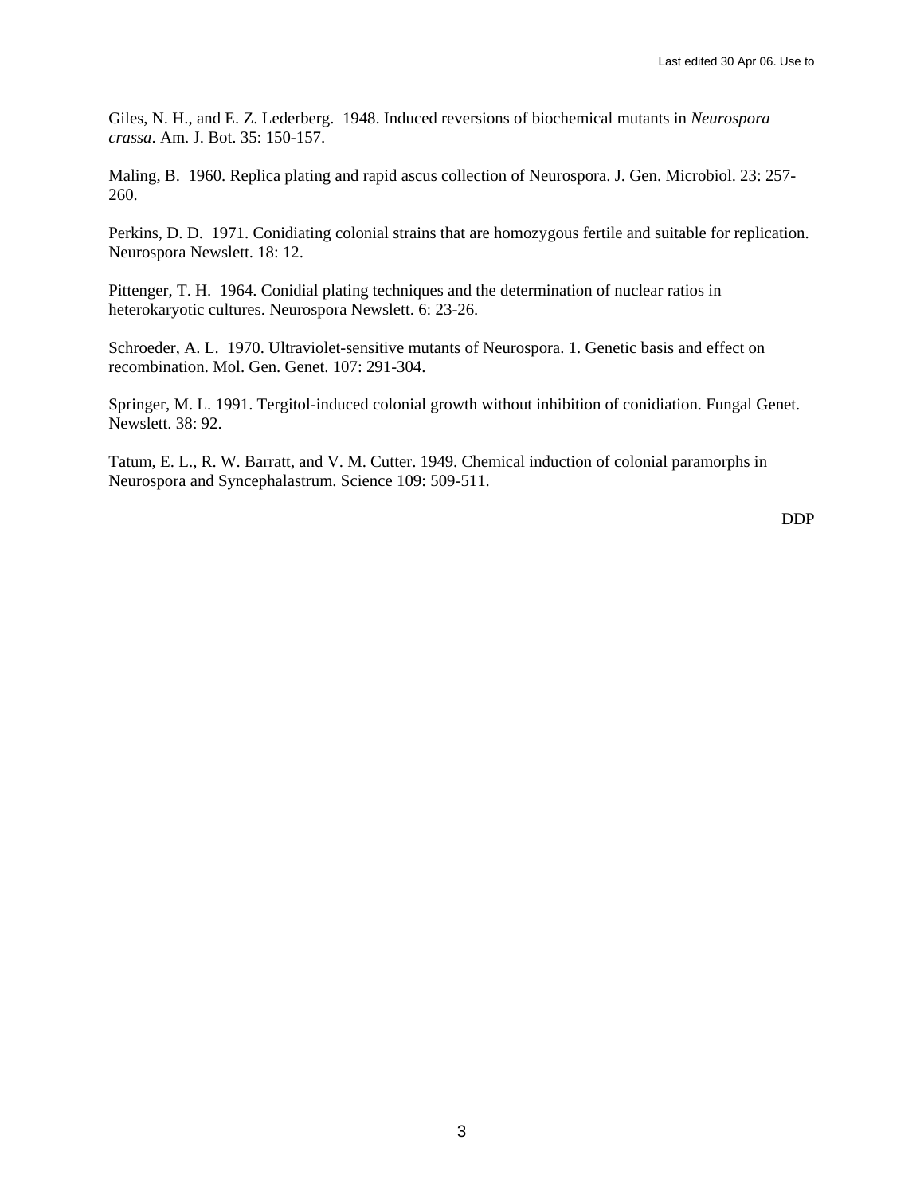Giles, N. H., and E. Z. Lederberg. 1948. Induced reversions of biochemical mutants in *Neurospora crassa*. Am. J. Bot. 35: 150-157.

Maling, B. 1960. Replica plating and rapid ascus collection of Neurospora. J. Gen. Microbiol. 23: 257-260.

Perkins, D. D. 1971. Conidiating colonial strains that are homozygous fertile and suitable for replication. Neurospora Newslett. 18: 12.

Pittenger, T. H. 1964. Conidial plating techniques and the determination of nuclear ratios in heterokaryotic cultures. Neurospora Newslett. 6: 23-26.

Schroeder, A. L. 1970. Ultraviolet-sensitive mutants of Neurospora. 1. Genetic basis and effect on recombination. Mol. Gen. Genet. 107: 291-304.

Springer, M. L. 1991. Tergitol-induced colonial growth without inhibition of conidiation. Fungal Genet. Newslett. 38: 92.

Tatum, E. L., R. W. Barratt, and V. M. Cutter. 1949. Chemical induction of colonial paramorphs in Neurospora and Syncephalastrum. Science 109: 509-511.

DDP